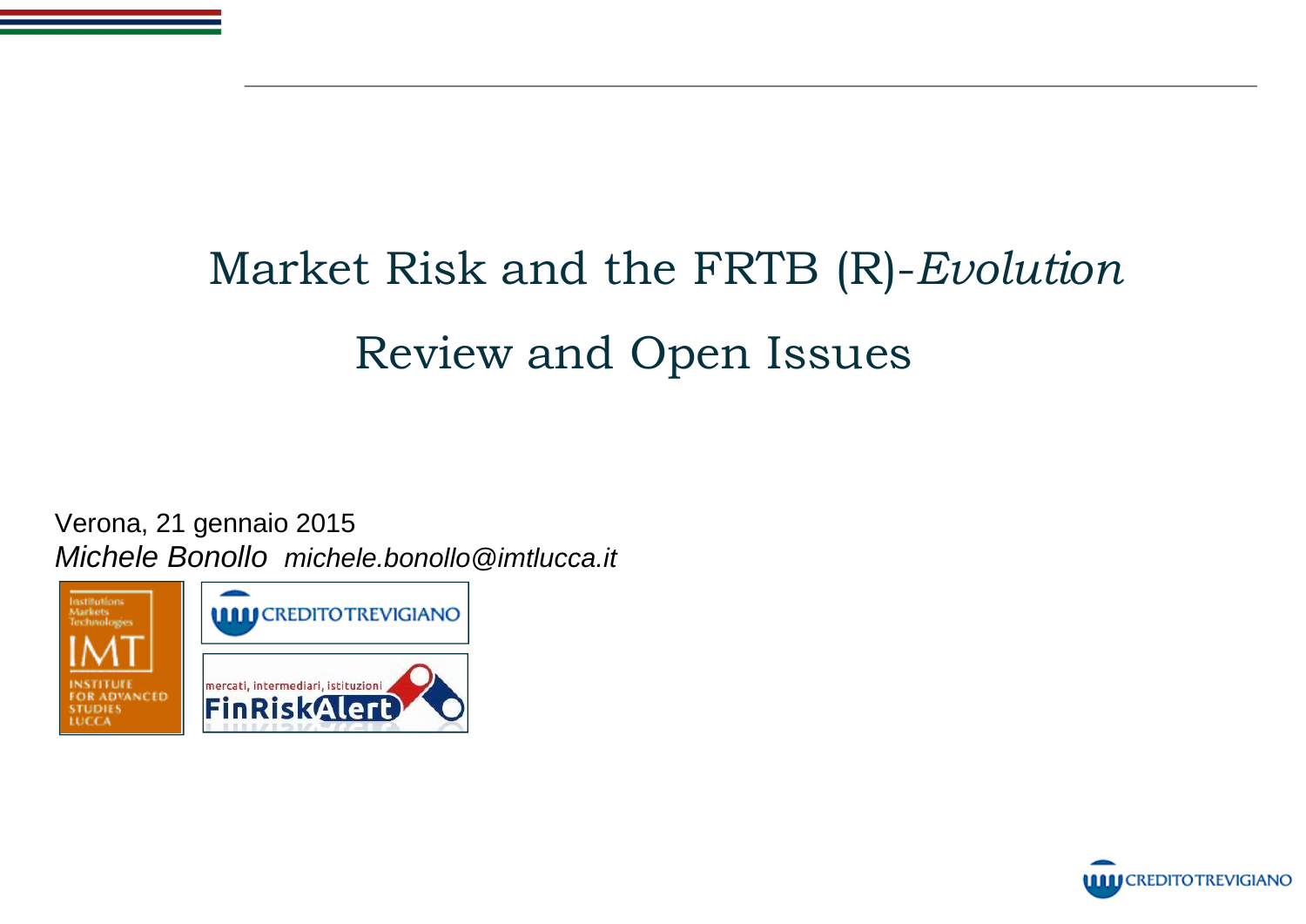# Market Risk and the FRTB (R)-*Evolution*

## Review and Open Issues

Verona, 21 gennaio 2015

*Michele Bonollo* *michele.bonollo@imtlucca.it*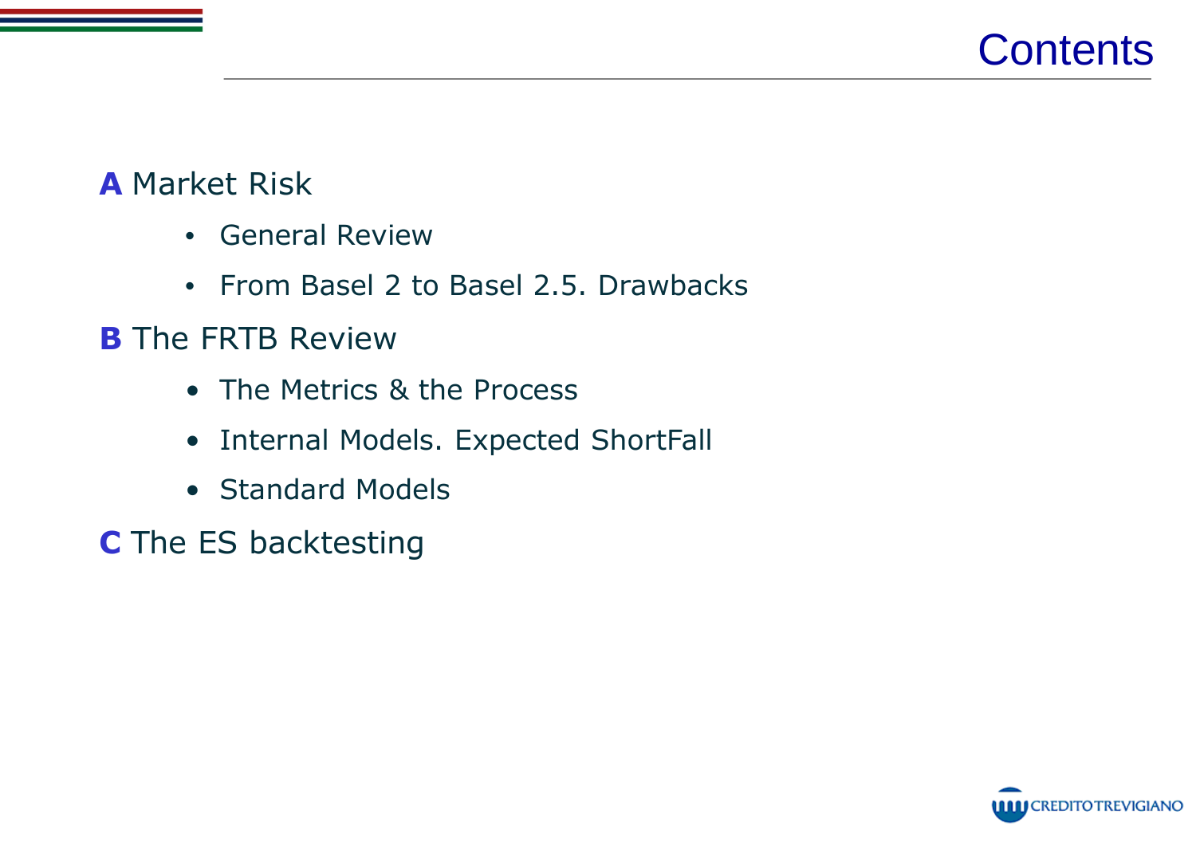# Contents

**A** Market Risk

- General Review
- From Basel 2 to Basel 2.5. Drawbacks

**B** The FRTB Review

- The Metrics & the Process
- Internal Models. Expected ShortFall
- Standard Models

**C** The ES backtesting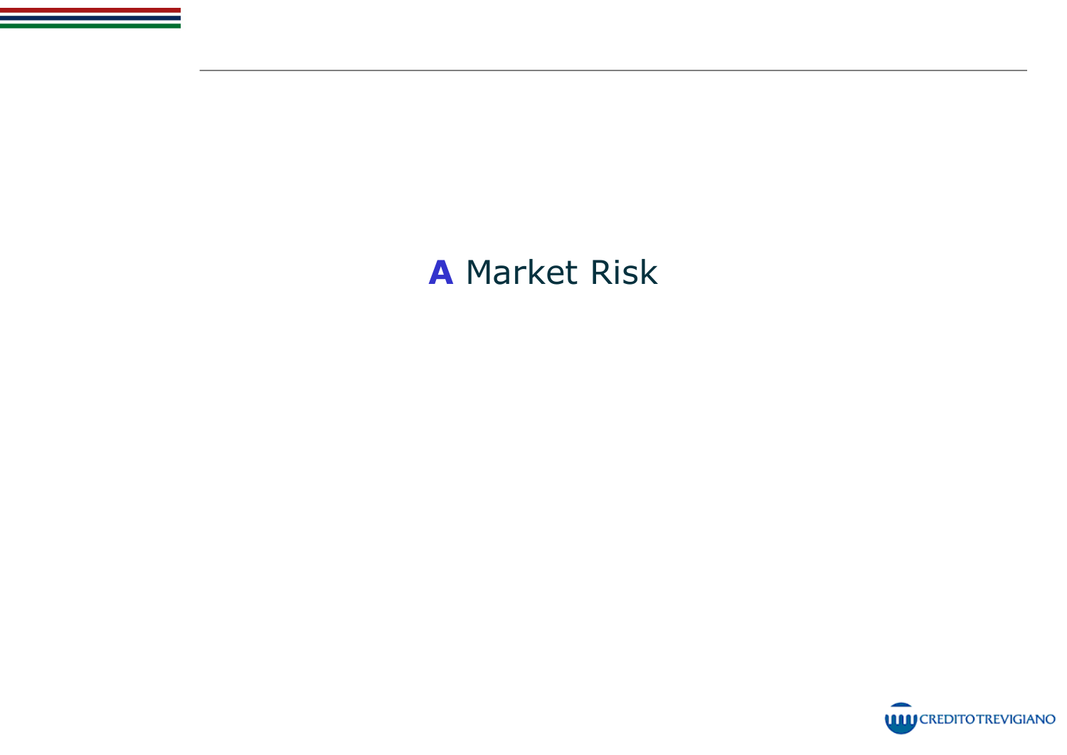# **A** Market Risk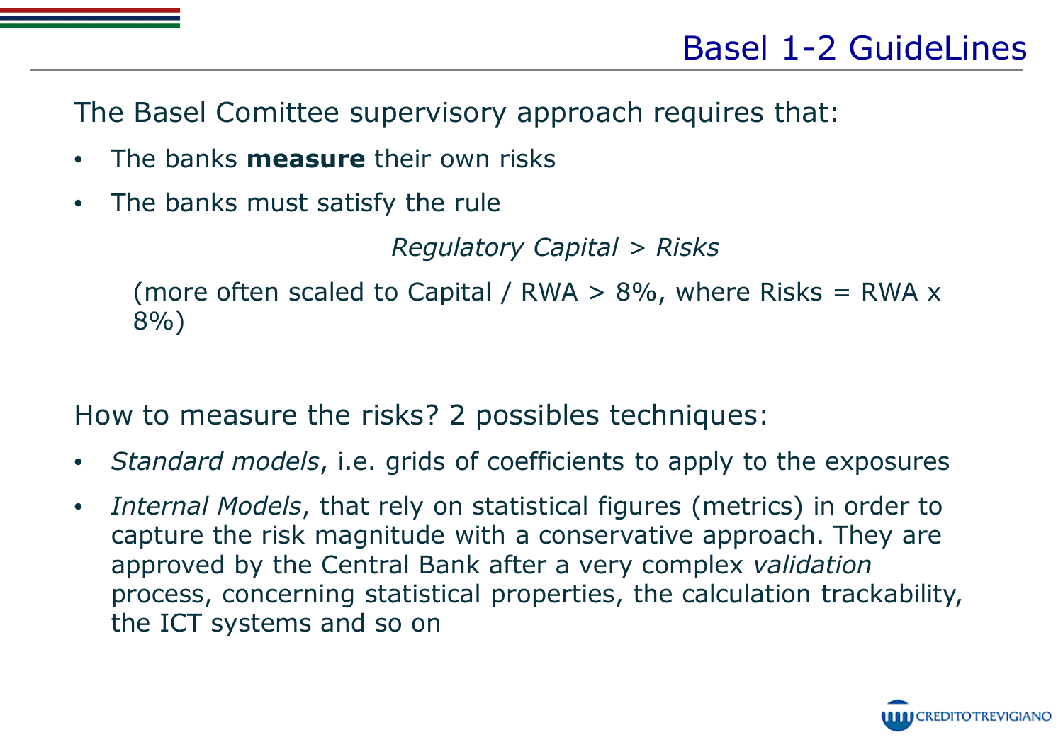# Basel 1-2 GuideLines

The Basel Comittee supervisory approach requires that:

- The banks **measure** their own risks
- The banks must satisfy the rule

*Regulatory Capital > Risks*

(more often scaled to Capital / RWA > 8%, where Risks = RWA x 8%)

How to measure the risks? 2 possibles techniques:

- *Standard models*, i.e. grids of coefficients to apply to the exposures
- *Internal Models*, that rely on statistical figures (metrics) in order to capture the risk magnitude with a conservative approach. They are approved by the Central Bank after a very complex *validation* process, concerning statistical properties, the calculation trackability, the ICT systems and so on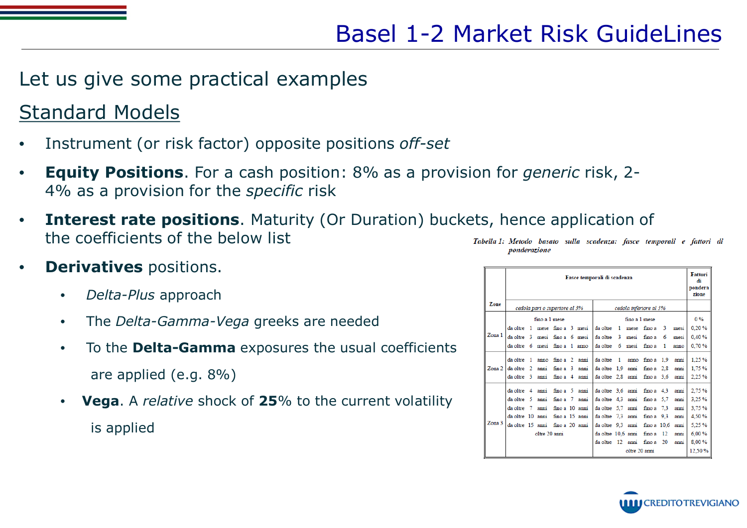# Basel 1-2 Market Risk GuideLines

Let us give some practical examples

## Standard Models

- Instrument (or risk factor) opposite positions *off-set*
- **Equity Positions**. For a cash position: 8% as a provision for *generic* risk, 2-4% as a provision for the *specific* risk
- **Interest rate positions**. Maturity (Or Duration) buckets, hence application of the coefficients of the below list
- **Derivatives** positions.
  - *Delta-Plus* approach
  - The *Delta-Gamma-Vega* greeks are needed
  - To the **Delta-Gamma** exposures the usual coefficients are applied (e.g. 8%)
  - **Vega**. A *relative* shock of **25**% to the current volatility is applied

*Tabella 1: Metodo basato sulla scadenza: fasce temporali e fattori di ponderazione*

| Zone | Fasce temporali di scadenza | | Fattori di ponderazione |
|---|---|---|---|
| | *cedola pari o superiore al 3%* | *cedola inferiore al 3%* | |
| Zona 1 | fino a 1 mese | fino a 1 mese | 0 % |
| | da oltre 1 mese fino a 3 mesi | da oltre 1 mese fino a 3 mesi | 0,20 % |
| | da oltre 3 mesi fino a 6 mesi | da oltre 3 mesi fino a 6 mesi | 0,40 % |
| | da oltre 6 mesi fino a 1 anno | da oltre 6 mesi fino a 1 anno | 0,70 % |
| Zona 2 | da oltre 1 anno fino a 2 anni | da oltre 1 anno fino a 1,9 anni | 1,25 % |
| | da oltre 2 anni fino a 3 anni | da oltre 1,9 anni fino a 2,8 anni | 1,75 % |
| | da oltre 3 anni fino a 4 anni | da oltre 2,8 anni fino a 3,6 anni | 2,25 % |
| Zona 3 | da oltre 4 anni fino a 5 anni | da oltre 3,6 anni fino a 4,3 anni | 2,75 % |
| | da oltre 5 anni fino a 7 anni | da oltre 4,3 anni fino a 5,7 anni | 3,25 % |
| | da oltre 7 anni fino a 10 anni | da oltre 5,7 anni fino a 7,3 anni | 3,75 % |
| | da oltre 10 anni fino a 15 anni | da oltre 7,3 anni fino a 9,3 anni | 4,50 % |
| | da oltre 15 anni fino a 20 anni | da oltre 9,3 anni fino a 10,6 anni | 5,25 % |
| | oltre 20 anni | da oltre 10,6 anni fino a 12 anni | 6,00 % |
| | | da oltre 12 anni fino a 20 anni | 8,00 % |
| | | oltre 20 anni | 12,50 % |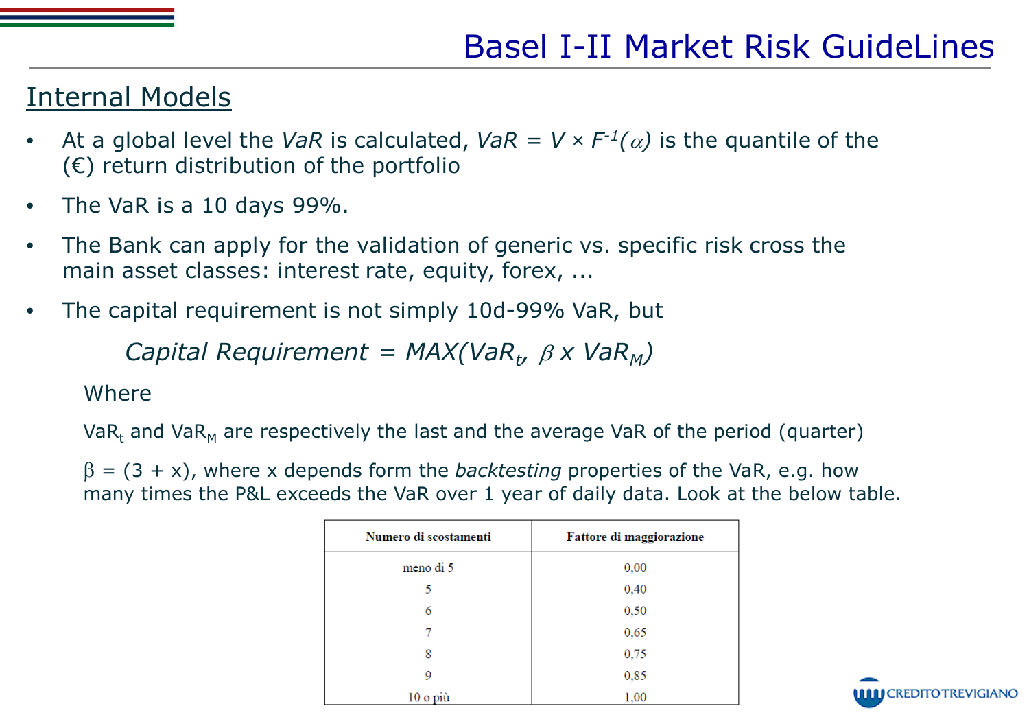# Basel I-II Market Risk GuideLines

## Internal Models

- At a global level the *VaR* is calculated, $VaR = V \times F^{-1}(\alpha)$ is the quantile of the (€) return distribution of the portfolio
- The VaR is a 10 days 99%.
- The Bank can apply for the validation of generic vs. specific risk cross the main asset classes: interest rate, equity, forex, ...
- The capital requirement is not simply 10d-99% VaR, but

$$\text{Capital Requirement} = MAX(VaR_t, \beta \times VaR_M)$$

Where

$VaR_t$ and $VaR_M$ are respectively the last and the average VaR of the period (quarter)

$\beta = (3 + x)$, where x depends form the *backtesting* properties of the VaR, e.g. how many times the P&L exceeds the VaR over 1 year of daily data. Look at the below table.

| Numero di scostamenti | Fattore di maggiorazione |
|---|---|
| meno di 5 | 0,00 |
| 5 | 0,40 |
| 6 | 0,50 |
| 7 | 0,65 |
| 8 | 0,75 |
| 9 | 0,85 |
| 10 o più | 1,00 |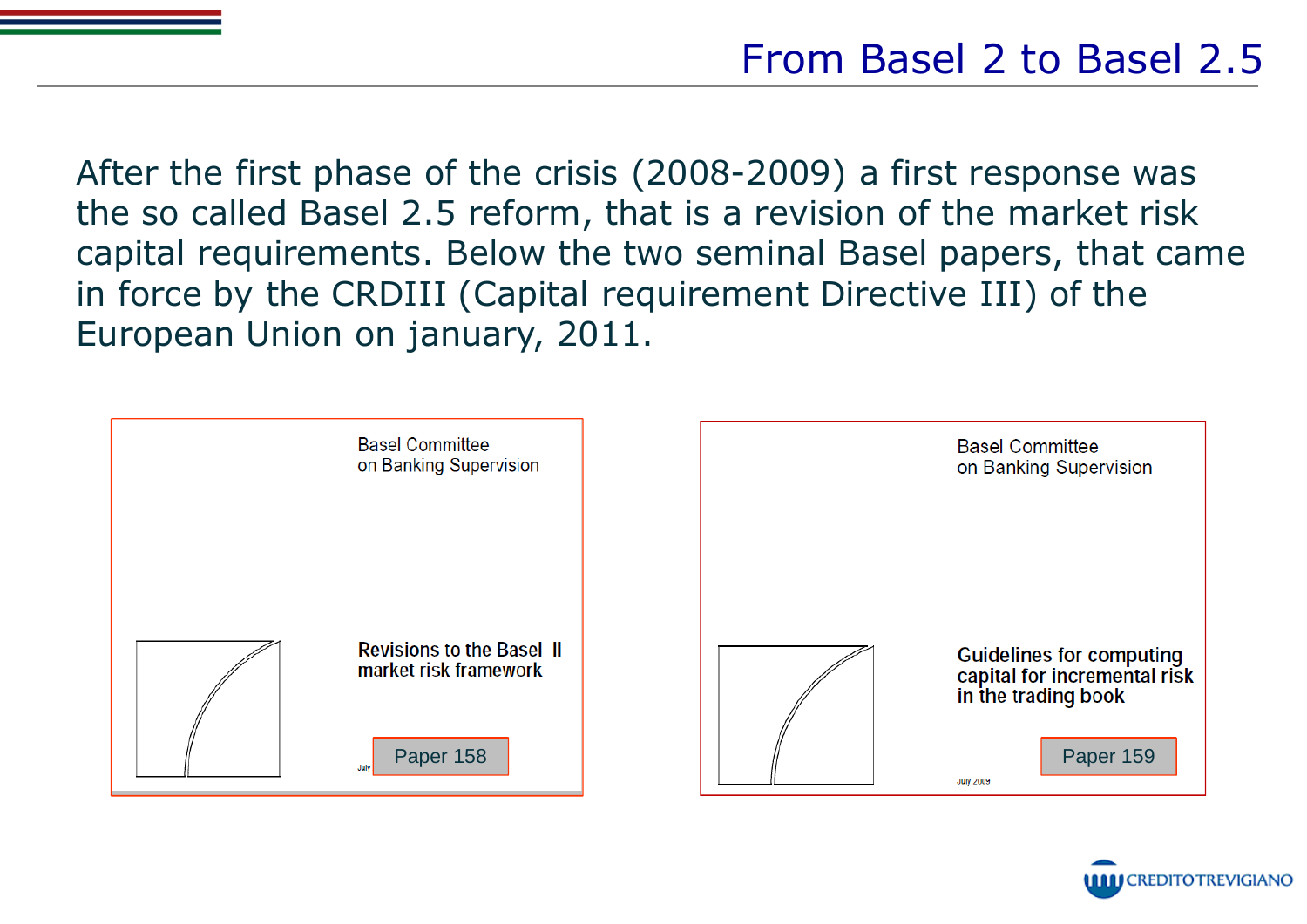# From Basel 2 to Basel 2.5

After the first phase of the crisis (2008-2009) a first response was the so called Basel 2.5 reform, that is a revision of the market risk capital requirements. Below the two seminal Basel papers, that came in force by the CRDIII (Capital requirement Directive III) of the European Union on january, 2011.

Basel Committee
on Banking Supervision

**Revisions to the Basel II market risk framework**

July

Paper 158

Basel Committee
on Banking Supervision

**Guidelines for computing capital for incremental risk in the trading book**

July 2009

Paper 159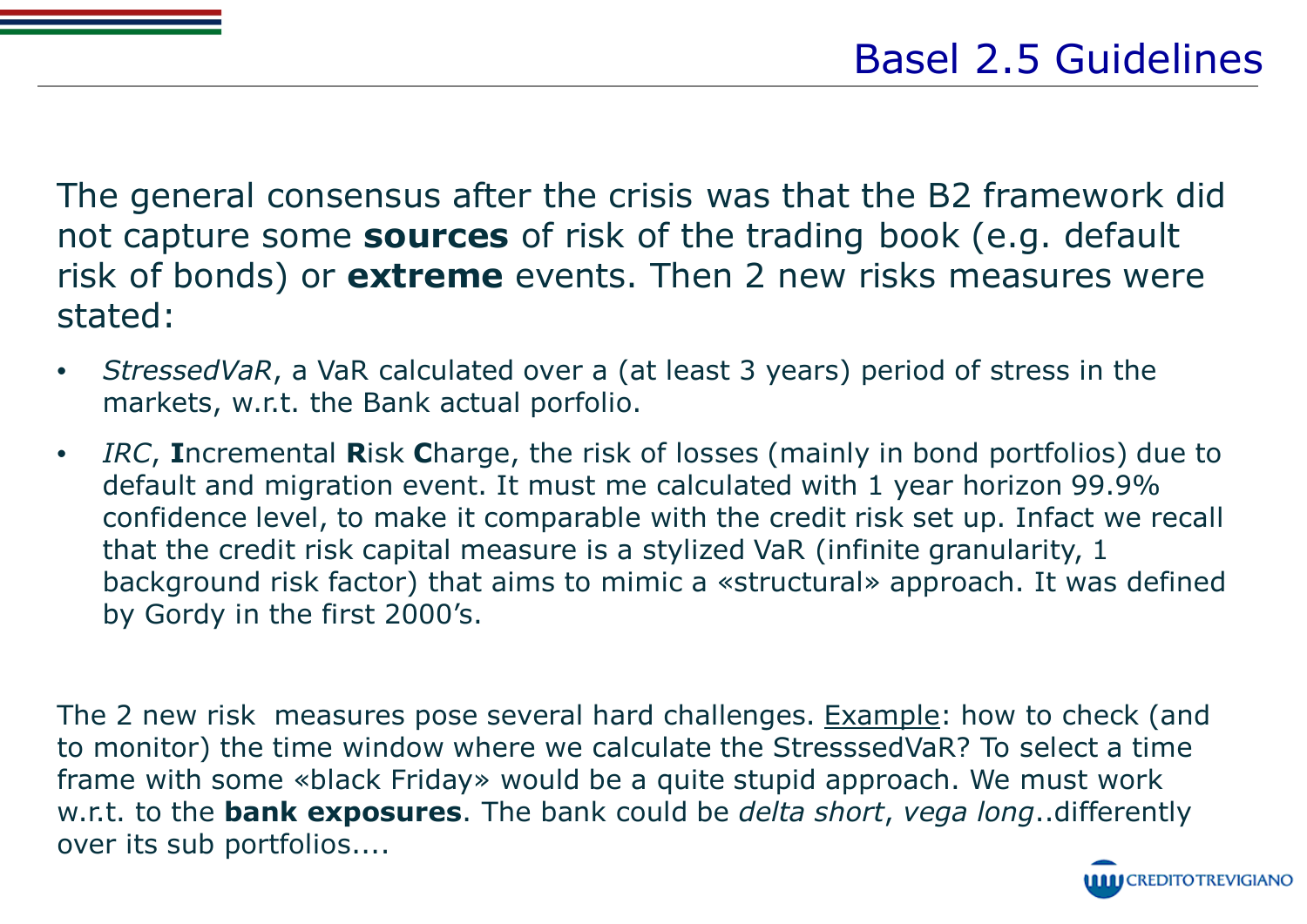# Basel 2.5 Guidelines

The general consensus after the crisis was that the B2 framework did not capture some **sources** of risk of the trading book (e.g. default risk of bonds) or **extreme** events. Then 2 new risks measures were stated:

- *StressedVaR*, a VaR calculated over a (at least 3 years) period of stress in the markets, w.r.t. the Bank actual porfolio.
- *IRC*, **I**ncremental **R**isk **C**harge, the risk of losses (mainly in bond portfolios) due to default and migration event. It must me calculated with 1 year horizon 99.9% confidence level, to make it comparable with the credit risk set up. Infact we recall that the credit risk capital measure is a stylized VaR (infinite granularity, 1 background risk factor) that aims to mimic a «structural» approach. It was defined by Gordy in the first 2000's.

The 2 new risk measures pose several hard challenges. Example: how to check (and to monitor) the time window where we calculate the StresssedVaR? To select a time frame with some «black Friday» would be a quite stupid approach. We must work w.r.t. to the **bank exposures**. The bank could be *delta short*, *vega long*..differently over its sub portfolios....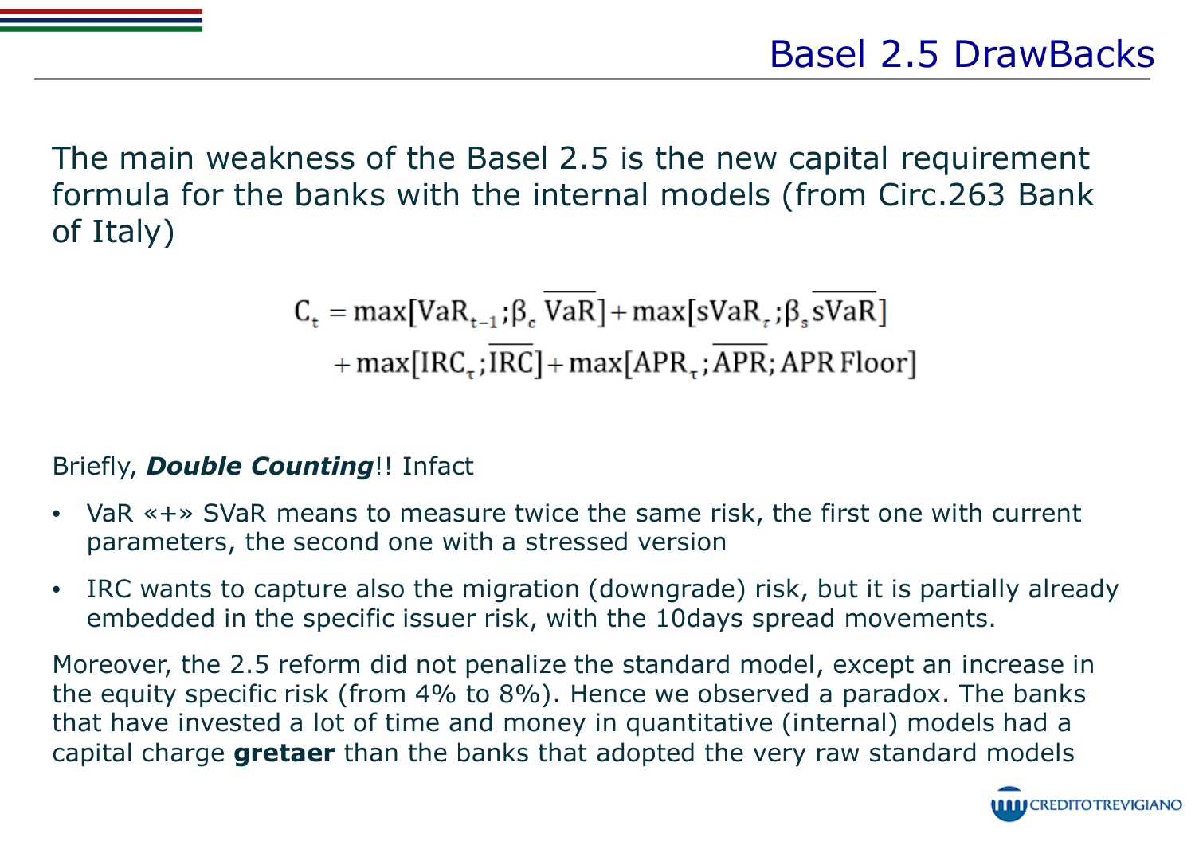# Basel 2.5 DrawBacks

The main weakness of the Basel 2.5 is the new capital requirement formula for the banks with the internal models (from Circ.263 Bank of Italy)

$$
\begin{aligned}
C_t = & \max[\text{VaR}_{t-1}; \beta_c \overline{\text{VaR}}] + \max[\text{sVaR}_\tau; \beta_s \overline{\text{sVaR}}] \\
& + \max[\text{IRC}_\tau; \overline{\text{IRC}}] + \max[\text{APR}_\tau; \overline{\text{APR}}; \text{APR Floor}]
\end{aligned}
$$

Briefly, ***Double Counting***!! Infact

- VaR «+» SVaR means to measure twice the same risk, the first one with current parameters, the second one with a stressed version
- IRC wants to capture also the migration (downgrade) risk, but it is partially already embedded in the specific issuer risk, with the 10days spread movements.

Moreover, the 2.5 reform did not penalize the standard model, except an increase in the equity specific risk (from 4% to 8%). Hence we observed a paradox. The banks that have invested a lot of time and money in quantitative (internal) models had a capital charge **gretaer** than the banks that adopted the very raw standard models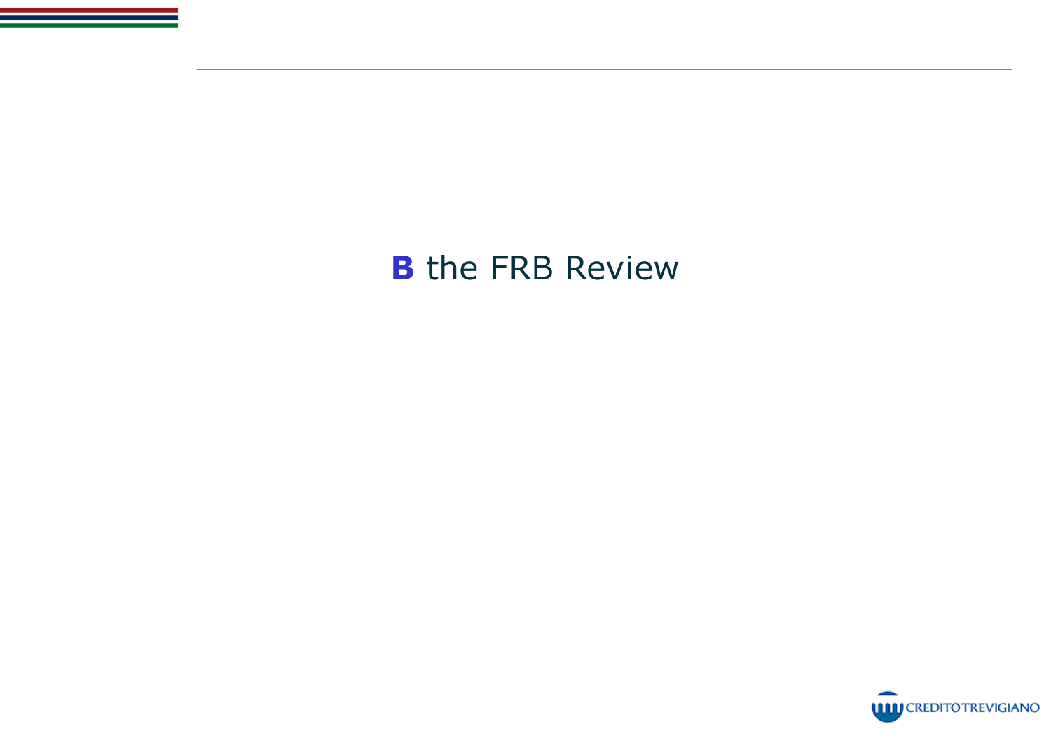# **B** the FRB Review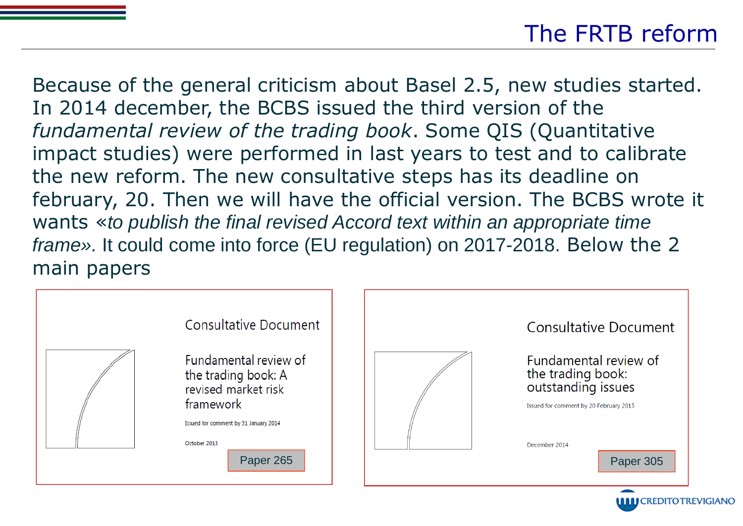# The FRTB reform

Because of the general criticism about Basel 2.5, new studies started. In 2014 december, the BCBS issued the third version of the *fundamental review of the trading book*. Some QIS (Quantitative impact studies) were performed in last years to test and to calibrate the new reform. The new consultative steps has its deadline on february, 20. Then we will have the official version. The BCBS wrote it wants *«to publish the final revised Accord text within an appropriate time frame».* It could come into force (EU regulation) on 2017-2018. Below the 2 main papers

Consultative Document

Fundamental review of the trading book: A revised market risk framework

Issued for comment by 31 January 2014

October 2013

Paper 265

Consultative Document

Fundamental review of the trading book: outstanding issues

Issued for comment by 20 February 2015

December 2014

Paper 305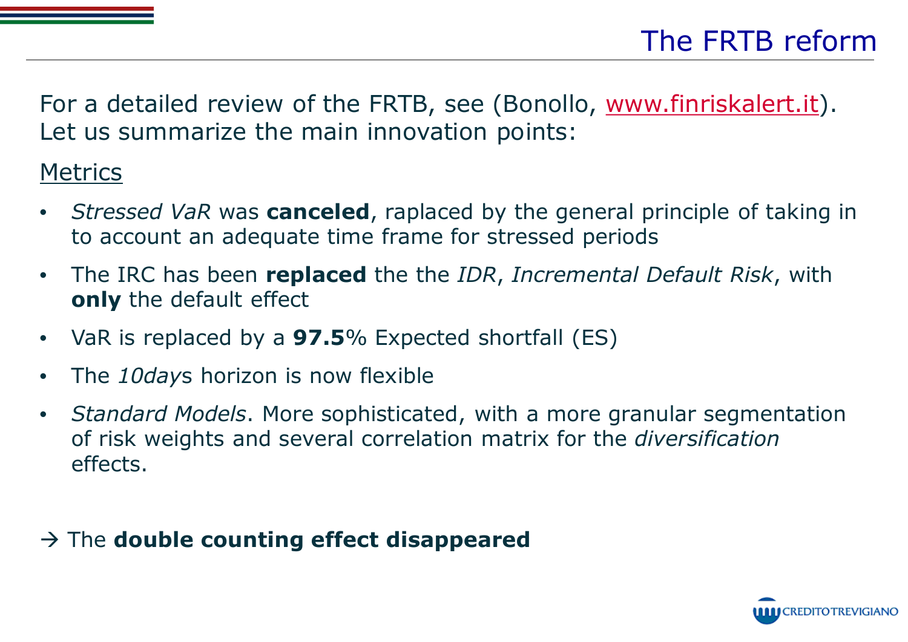# The FRTB reform

For a detailed review of the FRTB, see (Bonollo, www.finriskalert.it). Let us summarize the main innovation points:

Metrics

- *Stressed VaR* was **canceled**, raplaced by the general principle of taking in to account an adequate time frame for stressed periods
- The IRC has been **replaced** the the *IDR*, *Incremental Default Risk*, with **only** the default effect
- VaR is replaced by a **97.5**% Expected shortfall (ES)
- The *10days* horizon is now flexible
- *Standard Models*. More sophisticated, with a more granular segmentation of risk weights and several correlation matrix for the *diversification* effects.

→ The **double counting effect disappeared**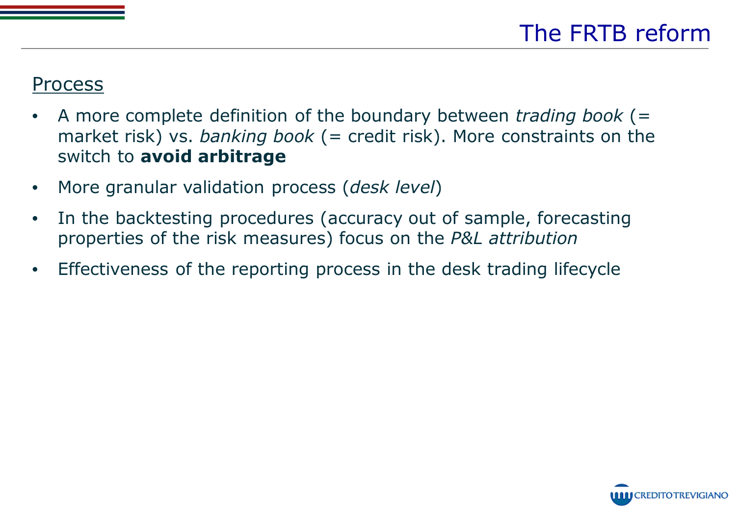# The FRTB reform

## Process

- A more complete definition of the boundary between *trading book* (= market risk) vs. *banking book* (= credit risk). More constraints on the switch to **avoid arbitrage**
- More granular validation process (*desk level*)
- In the backtesting procedures (accuracy out of sample, forecasting properties of the risk measures) focus on the *P&L attribution*
- Effectiveness of the reporting process in the desk trading lifecycle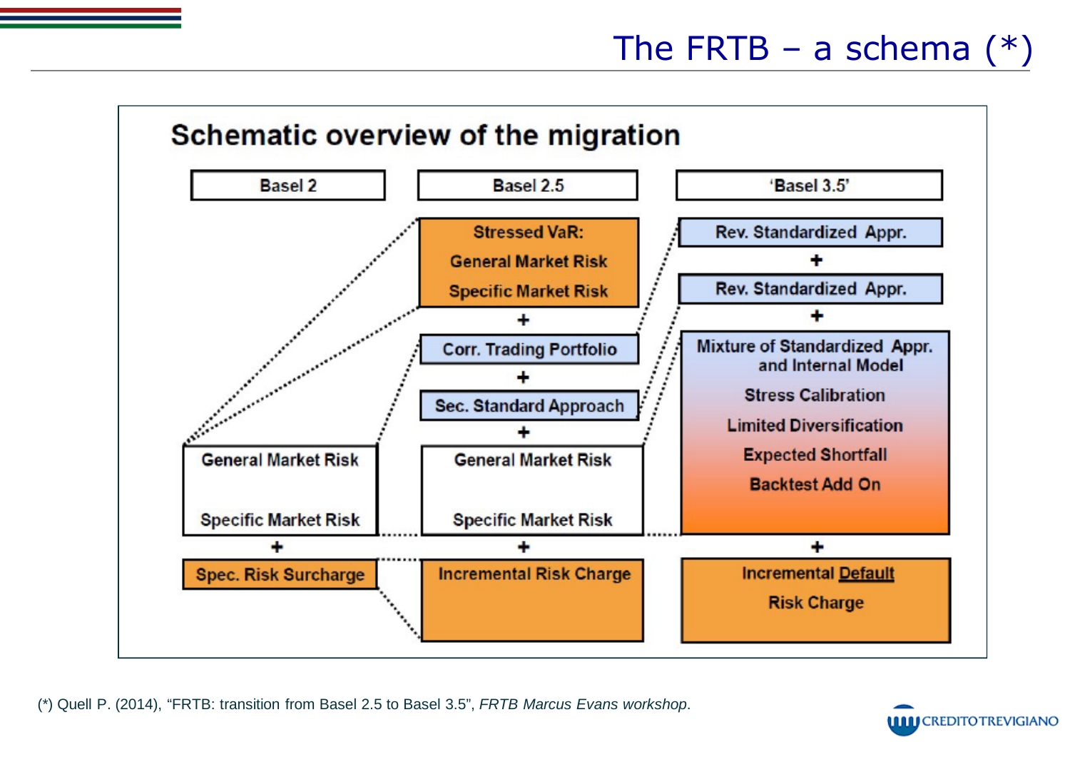# The FRTB – a schema (*)

## Schematic overview of the migration

| Basel 2 | Basel 2.5 | 'Basel 3.5' |
|---|---|---|
| | Stressed VaR: General Market Risk, Specific Market Risk | Rev. Standardized Appr. |
| | + | + |
| | Corr. Trading Portfolio | Rev. Standardized Appr. |
| | + | + |
| | Sec. Standard Approach | Mixture of Standardized Appr. and Internal Model; Stress Calibration; Limited Diversification; Expected Shortfall; Backtest Add On |
| | + | |
| General Market Risk, Specific Market Risk | General Market Risk, Specific Market Risk | |
| + | + | + |
| Spec. Risk Surcharge | Incremental Risk Charge | Incremental Default Risk Charge |

(*) Quell P. (2014), "FRTB: transition from Basel 2.5 to Basel 3.5", *FRTB Marcus Evans workshop*.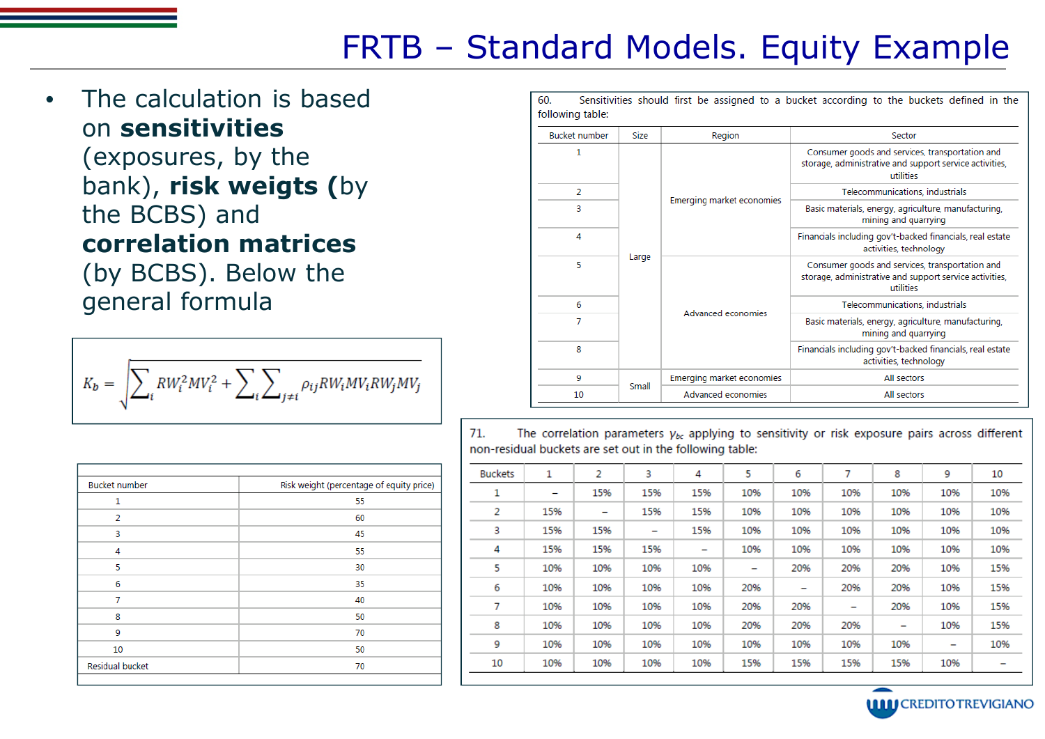# FRTB – Standard Models. Equity Example

- The calculation is based on **sensitivities** (exposures, by the bank), **risk weigts (**by the BCBS) and **correlation matrices** (by BCBS). Below the general formula

$$K_b = \sqrt{\sum_i RW_i^2 MV_i^2 + \sum_i \sum_{j \neq i} \rho_{ij} RW_i MV_i RW_j MV_j}$$

| Bucket number | Risk weight (percentage of equity price) |
|---|---|
| 1 | 55 |
| 2 | 60 |
| 3 | 45 |
| 4 | 55 |
| 5 | 30 |
| 6 | 35 |
| 7 | 40 |
| 8 | 50 |
| 9 | 70 |
| 10 | 50 |
| Residual bucket | 70 |

60. Sensitivities should first be assigned to a bucket according to the buckets defined in the following table:

| Bucket number | Size | Region | Sector |
|---|---|---|---|
| 1 | Large | Emerging market economies | Consumer goods and services, transportation and storage, administrative and support service activities, utilities |
| 2 | | | Telecommunications, industrials |
| 3 | | | Basic materials, energy, agriculture, manufacturing, mining and quarrying |
| 4 | | | Financials including gov't-backed financials, real estate activities, technology |
| 5 | | Advanced economies | Consumer goods and services, transportation and storage, administrative and support service activities, utilities |
| 6 | | | Telecommunications, industrials |
| 7 | | | Basic materials, energy, agriculture, manufacturing, mining and quarrying |
| 8 | | | Financials including gov't-backed financials, real estate activities, technology |
| 9 | Small | Emerging market economies | All sectors |
| 10 | | Advanced economies | All sectors |

71. The correlation parameters $\gamma_{bc}$ applying to sensitivity or risk exposure pairs across different non-residual buckets are set out in the following table:

| Buckets | 1 | 2 | 3 | 4 | 5 | 6 | 7 | 8 | 9 | 10 |
|---|---|---|---|---|---|---|---|---|---|---|
| 1 | – | 15% | 15% | 15% | 10% | 10% | 10% | 10% | 10% | 10% |
| 2 | 15% | – | 15% | 15% | 10% | 10% | 10% | 10% | 10% | 10% |
| 3 | 15% | 15% | – | 15% | 10% | 10% | 10% | 10% | 10% | 10% |
| 4 | 15% | 15% | 15% | – | 10% | 10% | 10% | 10% | 10% | 10% |
| 5 | 10% | 10% | 10% | 10% | – | 20% | 20% | 20% | 10% | 15% |
| 6 | 10% | 10% | 10% | 10% | 20% | – | 20% | 20% | 10% | 15% |
| 7 | 10% | 10% | 10% | 10% | 20% | 20% | – | 20% | 10% | 15% |
| 8 | 10% | 10% | 10% | 10% | 20% | 20% | 20% | – | 10% | 15% |
| 9 | 10% | 10% | 10% | 10% | 10% | 10% | 10% | 10% | – | 10% |
| 10 | 10% | 10% | 10% | 10% | 15% | 15% | 15% | 15% | 10% | – |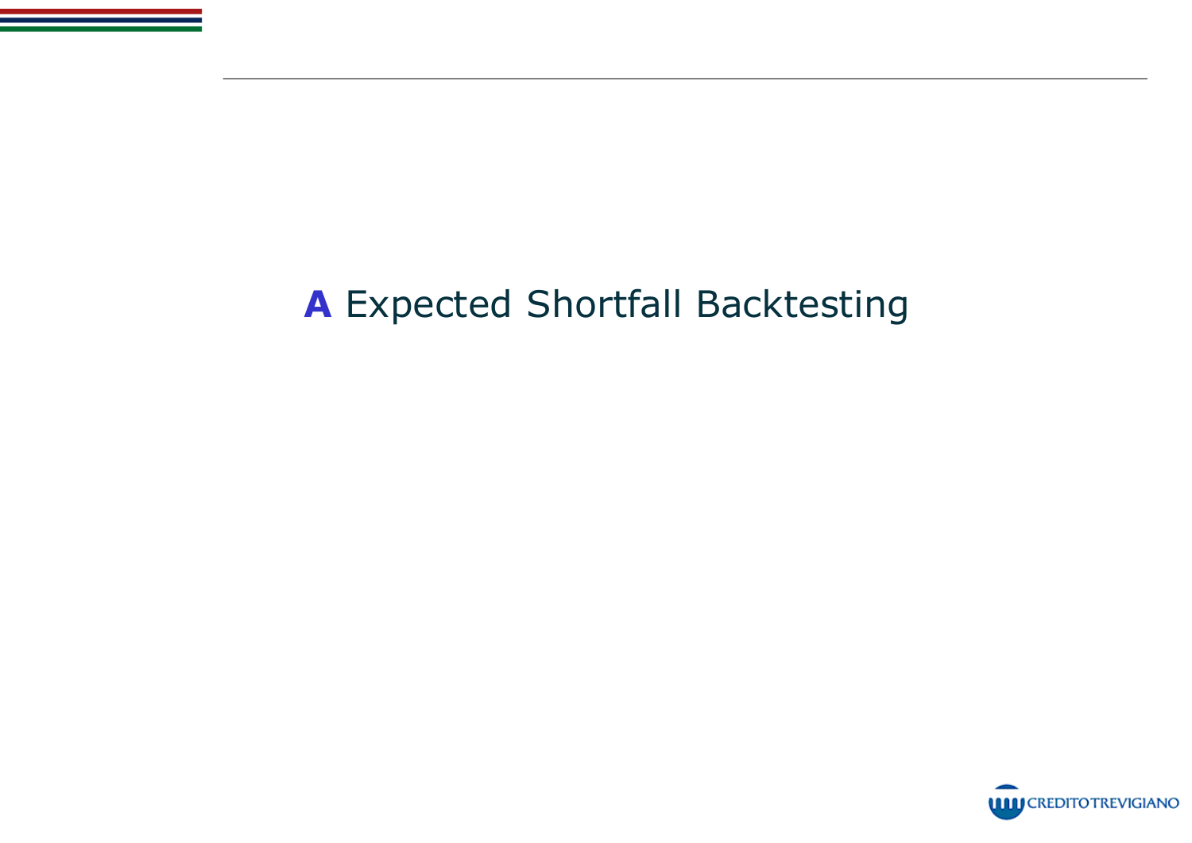# **A** Expected Shortfall Backtesting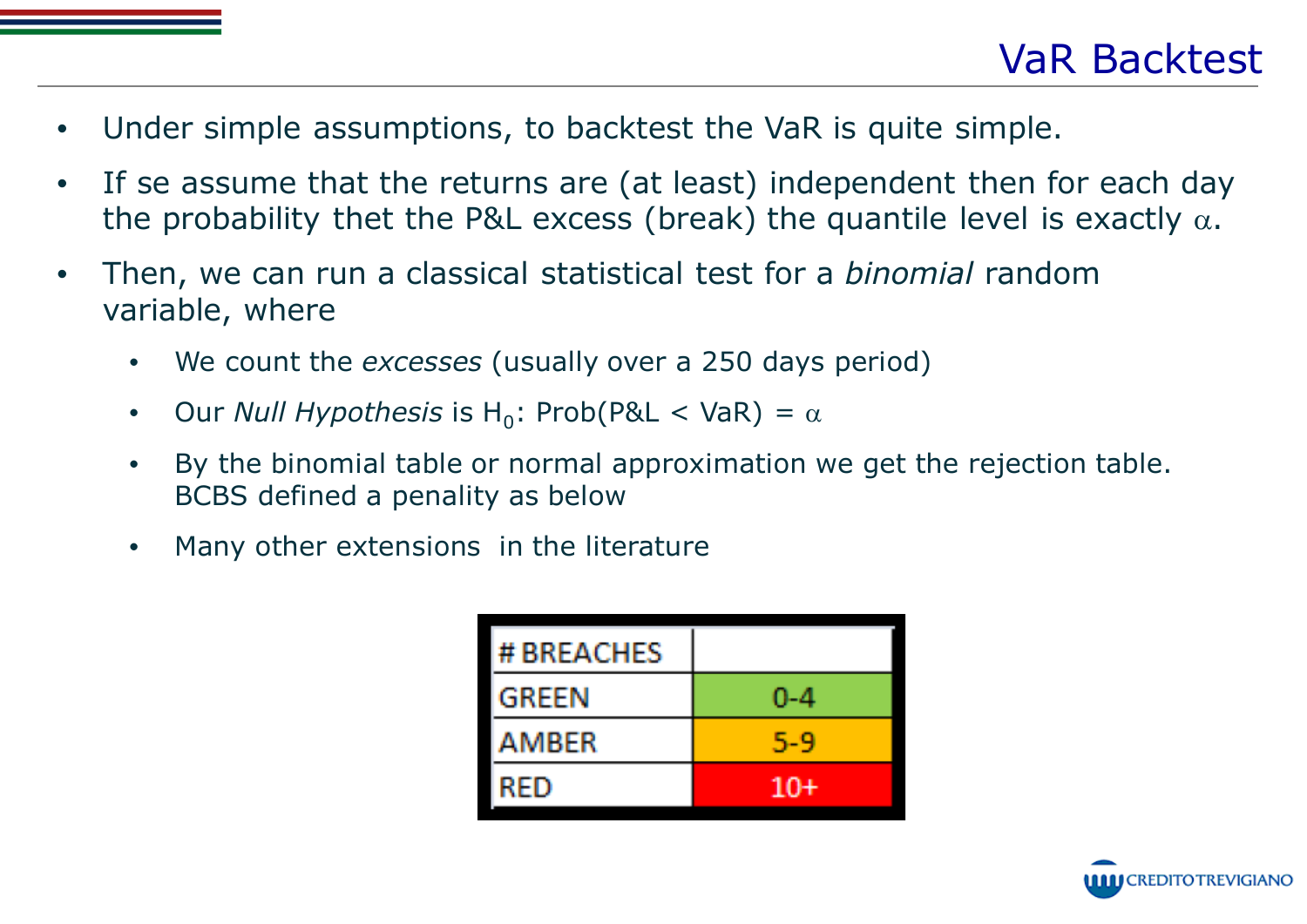# VaR Backtest

- Under simple assumptions, to backtest the VaR is quite simple.
- If se assume that the returns are (at least) independent then for each day the probability thet the P&L excess (break) the quantile level is exactly $\alpha$.
- Then, we can run a classical statistical test for a *binomial* random variable, where
  - We count the *excesses* (usually over a 250 days period)
  - Our *Null Hypothesis* is $H_0$: Prob(P&L < VaR) = $\alpha$
  - By the binomial table or normal approximation we get the rejection table. BCBS defined a penality as below
  - Many other extensions in the literature

| # BREACHES | |
|---|---|
| GREEN | 0-4 |
| AMBER | 5-9 |
| RED | 10+ |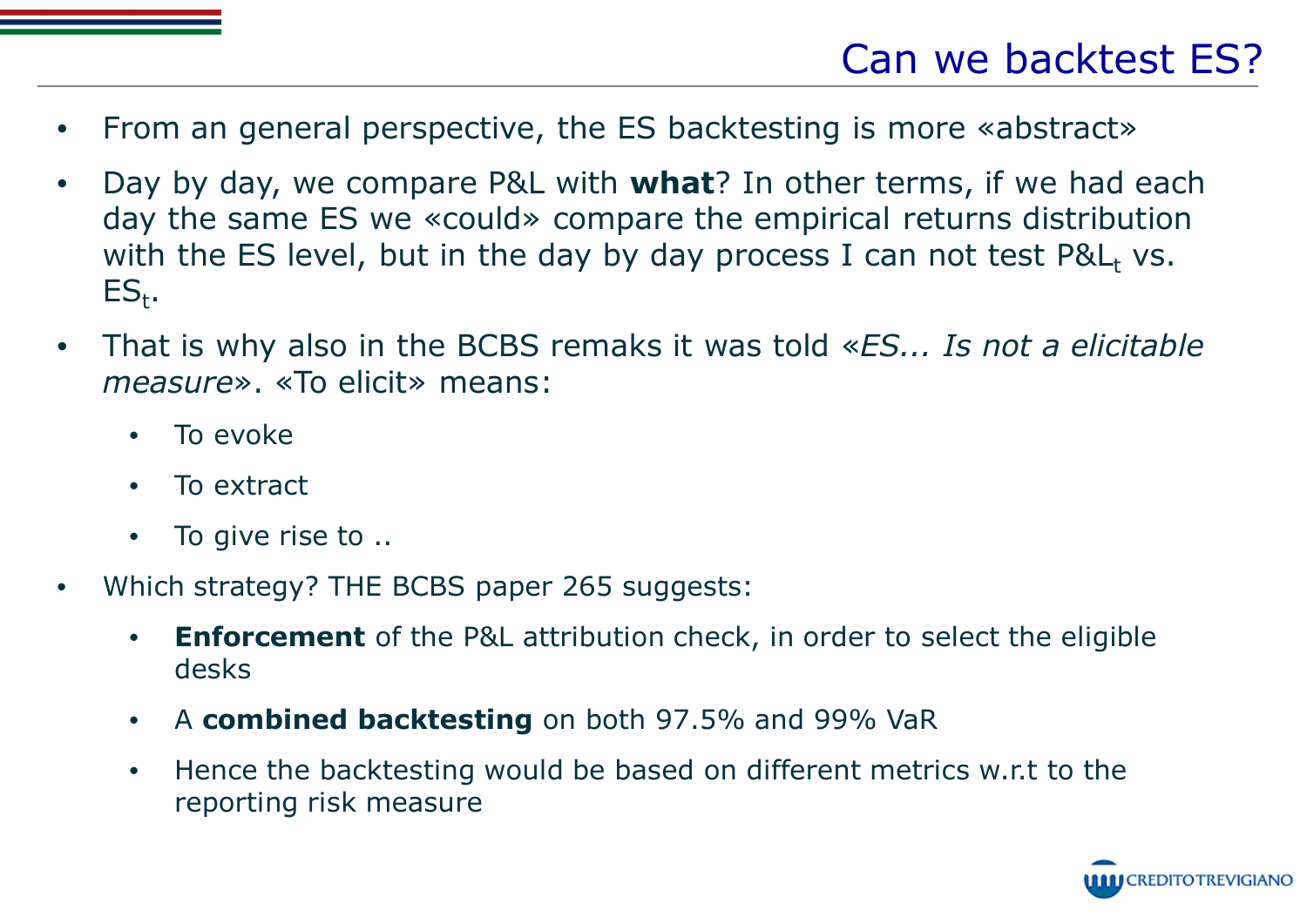# Can we backtest ES?

- From an general perspective, the ES backtesting is more «abstract»
- Day by day, we compare P&L with **what**? In other terms, if we had each day the same ES we «could» compare the empirical returns distribution with the ES level, but in the day by day process I can not test $P\&L_t$ vs. $ES_t$.
- That is why also in the BCBS remaks it was told «*ES... Is not a elicitable measure*». «To elicit» means:
  - To evoke
  - To extract
  - To give rise to ..
- Which strategy? THE BCBS paper 265 suggests:
  - **Enforcement** of the P&L attribution check, in order to select the eligible desks
  - A **combined backtesting** on both 97.5% and 99% VaR
  - Hence the backtesting would be based on different metrics w.r.t to the reporting risk measure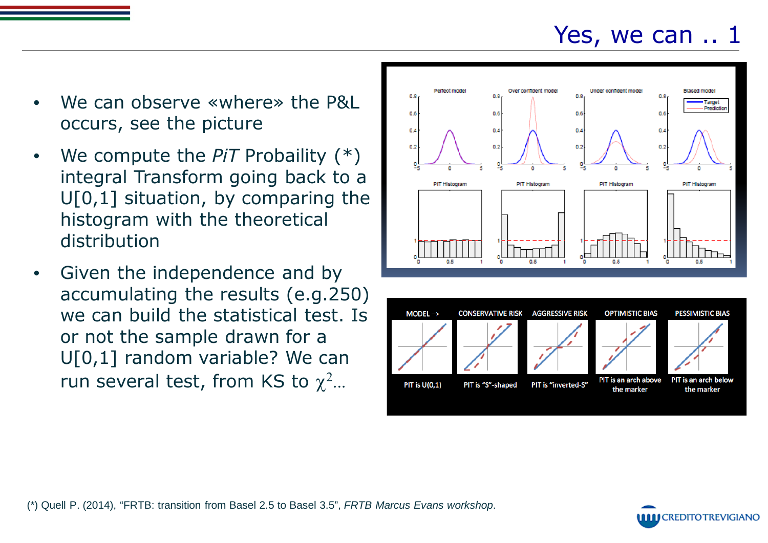# Yes, we can .. 1

- We can observe «where» the P&L occurs, see the picture
- We compute the *PiT* Probaility (*) integral Transform going back to a U[0,1] situation, by comparing the histogram with the theoretical distribution
- Given the independence and by accumulating the results (e.g.250) we can build the statistical test. Is or not the sample drawn for a U[0,1] random variable? We can run several test, from KS to $\chi^2$…

| MODEL → | CONSERVATIVE RISK | AGGRESSIVE RISK | OPTIMISTIC BIAS | PESSIMISTIC BIAS |
|---|---|---|---|---|
| PIT is U(0,1) | PIT is "S"-shaped | PIT is "inverted-S" | PIT is an arch above the marker | PIT is an arch below the marker |

(*) Quell P. (2014), "FRTB: transition from Basel 2.5 to Basel 3.5", *FRTB Marcus Evans workshop*.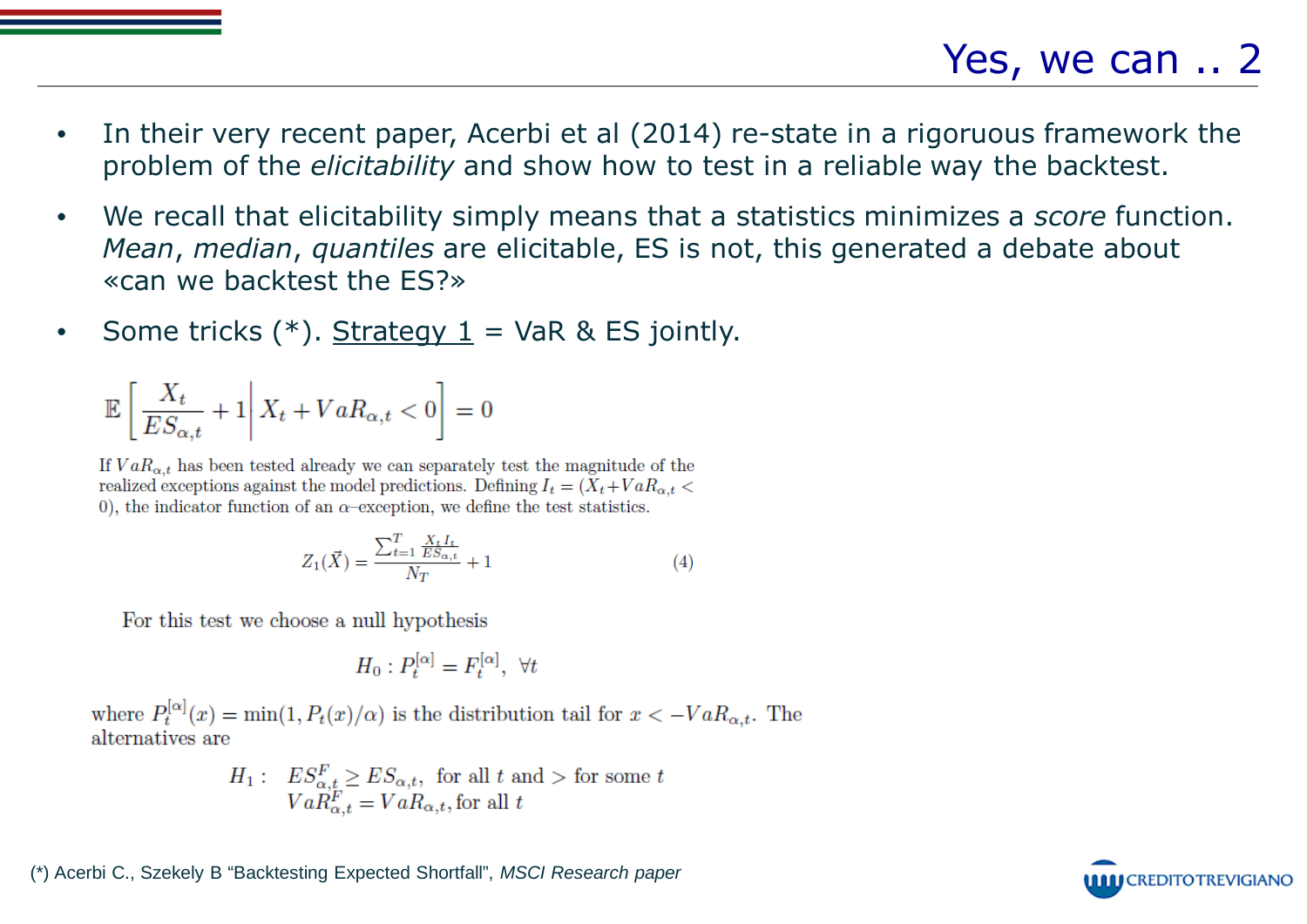# Yes, we can .. 2

- In their very recent paper, Acerbi et al (2014) re-state in a rigoruous framework the problem of the *elicitability* and show how to test in a reliable way the backtest.
- We recall that elicitability simply means that a statistics minimizes a *score* function. *Mean*, *median*, *quantiles* are elicitable, ES is not, this generated a debate about «can we backtest the ES?»
- Some tricks (*). Strategy 1 = VaR & ES jointly.

$$\mathbb{E}\left[\frac{X_t}{ES_{\alpha,t}}+1 \middle| X_t + VaR_{\alpha,t} < 0\right] = 0$$

If $VaR_{\alpha,t}$ has been tested already we can separately test the magnitude of the realized exceptions against the model predictions. Defining $I_t = (X_t + VaR_{\alpha,t} < 0)$, the indicator function of an $\alpha$–exception, we define the test statistics.

$$Z_1(\vec{X}) = \frac{\sum_{t=1}^{T} \frac{X_t I_t}{ES_{\alpha,t}}}{N_T} + 1 \qquad (4)$$

For this test we choose a null hypothesis

$$H_0 : P_t^{[\alpha]} = F_t^{[\alpha]}, \ \forall t$$

where $P_t^{[\alpha]}(x) = \min(1, P_t(x)/\alpha)$ is the distribution tail for $x < -VaR_{\alpha,t}$. The alternatives are

$$H_1 : \begin{array}{l} ES^F_{\alpha,t} \geq ES_{\alpha,t}, \text{ for all } t \text{ and } > \text{ for some } t \\ VaR^F_{\alpha,t} = VaR_{\alpha,t}, \text{for all } t \end{array}$$

(*) Acerbi C., Szekely B "Backtesting Expected Shortfall", *MSCI Research paper*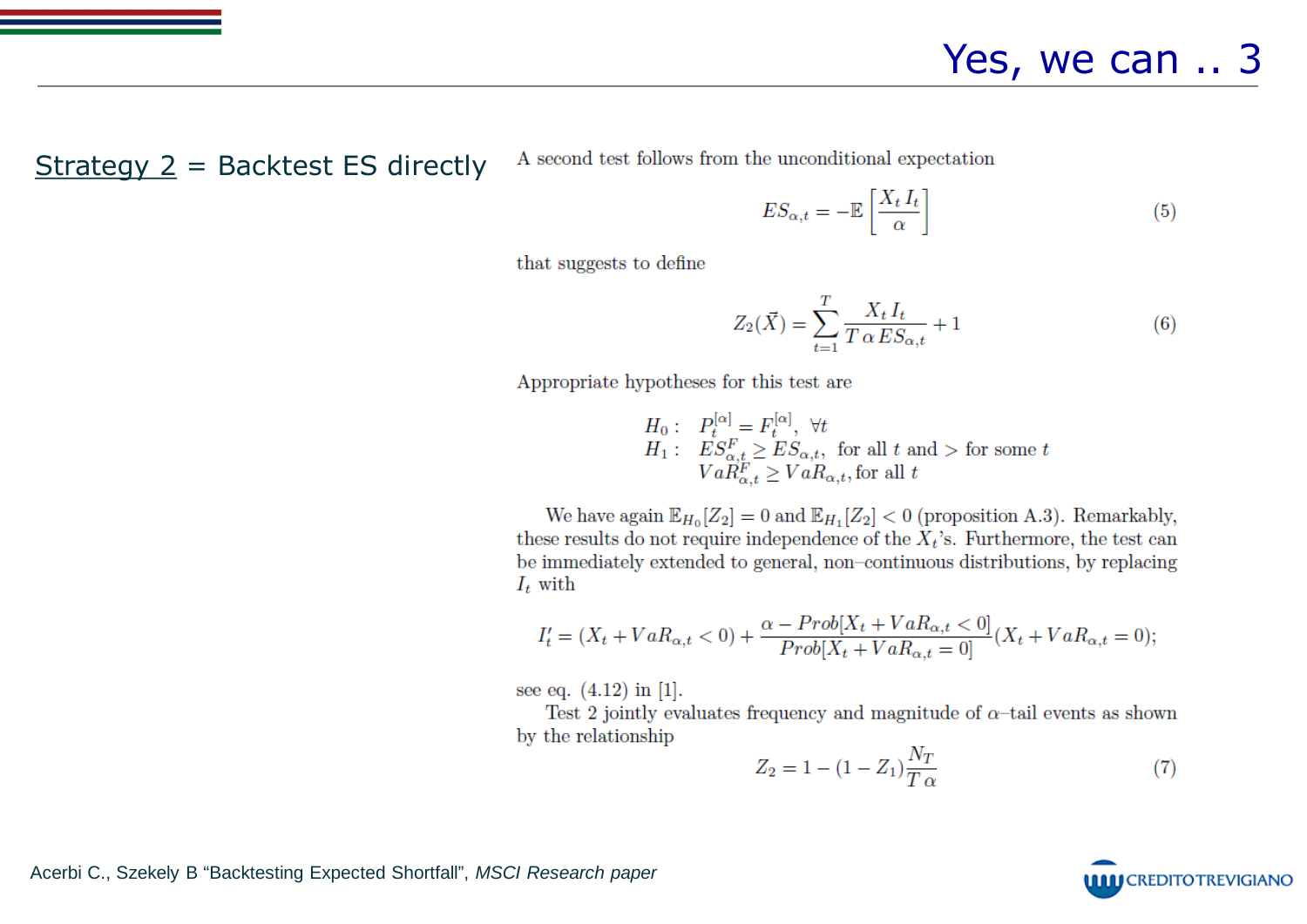# Yes, we can .. 3

Strategy 2 = Backtest ES directly

A second test follows from the unconditional expectation

$$ES_{\alpha,t} = -\mathbb{E}\left[\frac{X_t I_t}{\alpha}\right] \tag{5}$$

that suggests to define

$$Z_2(\vec{X}) = \sum_{t=1}^{T} \frac{X_t I_t}{T\,\alpha\, ES_{\alpha,t}} + 1 \tag{6}$$

Appropriate hypotheses for this test are

$$\begin{aligned}
H_0 :\ & P_t^{[\alpha]} = F_t^{[\alpha]},\ \forall t \\
H_1 :\ & ES_{\alpha,t}^F \geq ES_{\alpha,t},\ \text{ for all } t \text{ and } > \text{ for some } t \\
& VaR_{\alpha,t}^F \geq VaR_{\alpha,t}, \text{for all } t
\end{aligned}$$

We have again $\mathbb{E}_{H_0}[Z_2] = 0$ and $\mathbb{E}_{H_1}[Z_2] < 0$ (proposition A.3). Remarkably, these results do not require independence of the $X_t$'s. Furthermore, the test can be immediately extended to general, non–continuous distributions, by replacing $I_t$ with

$$I_t' = (X_t + VaR_{\alpha,t} < 0) + \frac{\alpha - Prob[X_t + VaR_{\alpha,t} < 0]}{Prob[X_t + VaR_{\alpha,t} = 0]}(X_t + VaR_{\alpha,t} = 0);$$

see eq. (4.12) in [1].

Test 2 jointly evaluates frequency and magnitude of $\alpha$–tail events as shown by the relationship

$$Z_2 = 1 - (1 - Z_1)\frac{N_T}{T\,\alpha} \tag{7}$$

Acerbi C., Szekely B "Backtesting Expected Shortfall", *MSCI Research paper*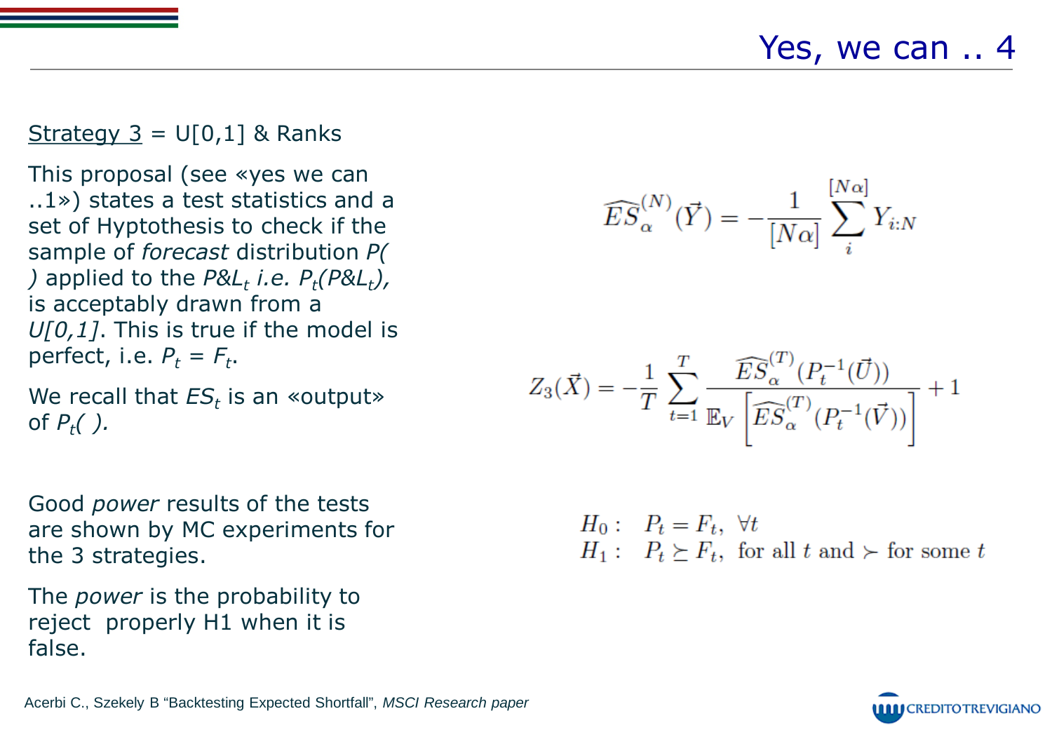# Yes, we can .. 4

Strategy 3 = U[0,1] & Ranks

This proposal (see «yes we can ..1») states a test statistics and a set of Hyptothesis to check if the sample of *forecast* distribution *P( )* applied to the *P&L*$_t$ *i.e.* $P_t(P\&L_t)$, is acceptably drawn from a *U[0,1]*. This is true if the model is perfect, i.e. $P_t = F_t$.

We recall that $ES_t$ is an «output» of $P_t(\ )$.

Good *power* results of the tests are shown by MC experiments for the 3 strategies.

The *power* is the probability to reject properly H1 when it is false.

$$\widehat{ES}_{\alpha}^{(N)}(\vec{Y}) = -\frac{1}{[N\alpha]} \sum_{i}^{[N\alpha]} Y_{i:N}$$

$$Z_3(\vec{X}) = -\frac{1}{T} \sum_{t=1}^{T} \frac{\widehat{ES}_{\alpha}^{(T)}(P_t^{-1}(\vec{U}))}{\mathbb{E}_V \left[ \widehat{ES}_{\alpha}^{(T)}(P_t^{-1}(\vec{V})) \right]} + 1$$

$$\begin{aligned} H_0 &: \quad P_t = F_t, \ \forall t \\ H_1 &: \quad P_t \succeq F_t, \ \text{for all } t \text{ and } \succ \text{ for some } t \end{aligned}$$

Acerbi C., Szekely B "Backtesting Expected Shortfall", *MSCI Research paper*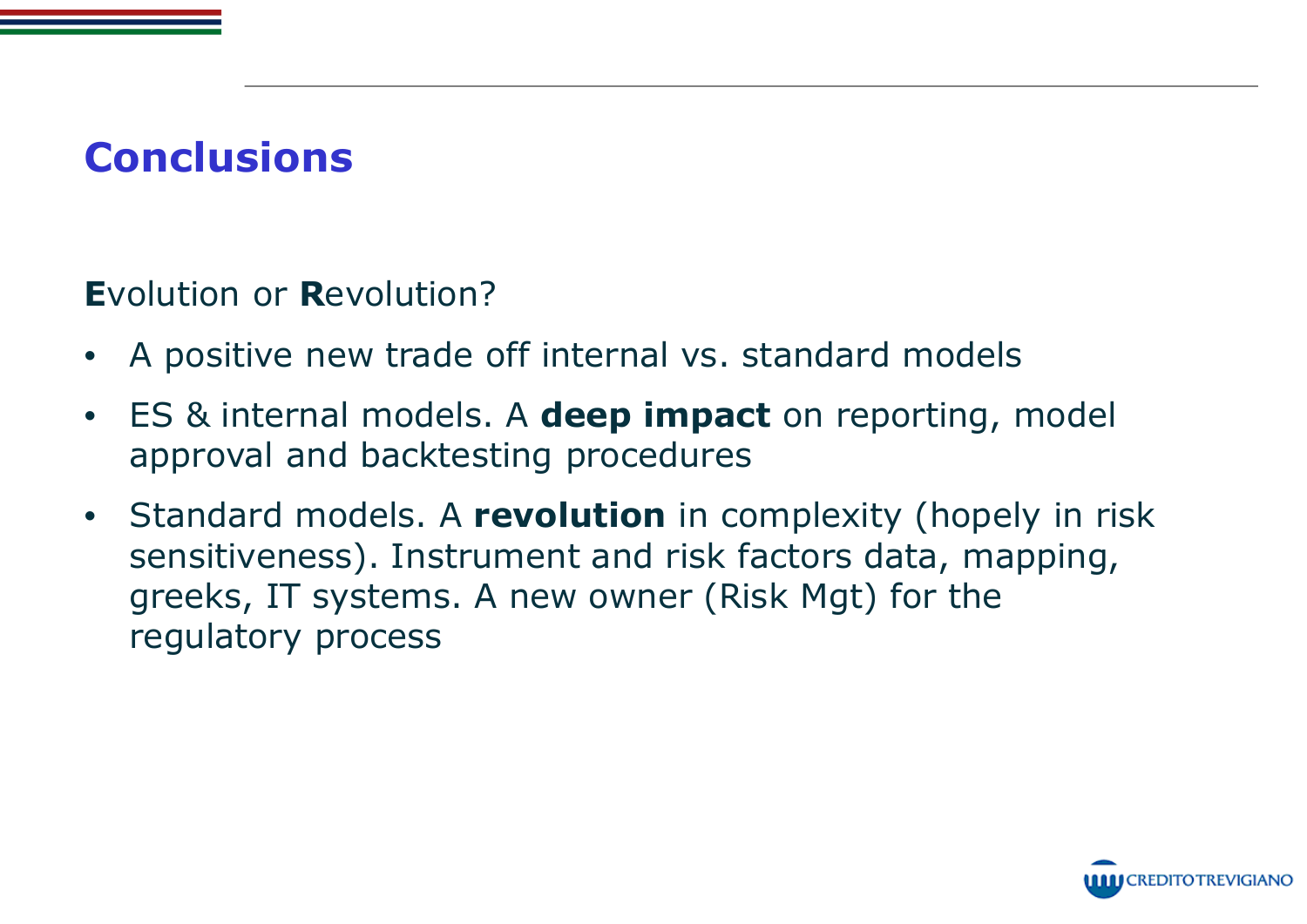# Conclusions

**E**volution or **R**evolution?

- A positive new trade off internal vs. standard models
- ES & internal models. A **deep impact** on reporting, model approval and backtesting procedures
- Standard models. A **revolution** in complexity (hopely in risk sensitiveness). Instrument and risk factors data, mapping, greeks, IT systems. A new owner (Risk Mgt) for the regulatory process